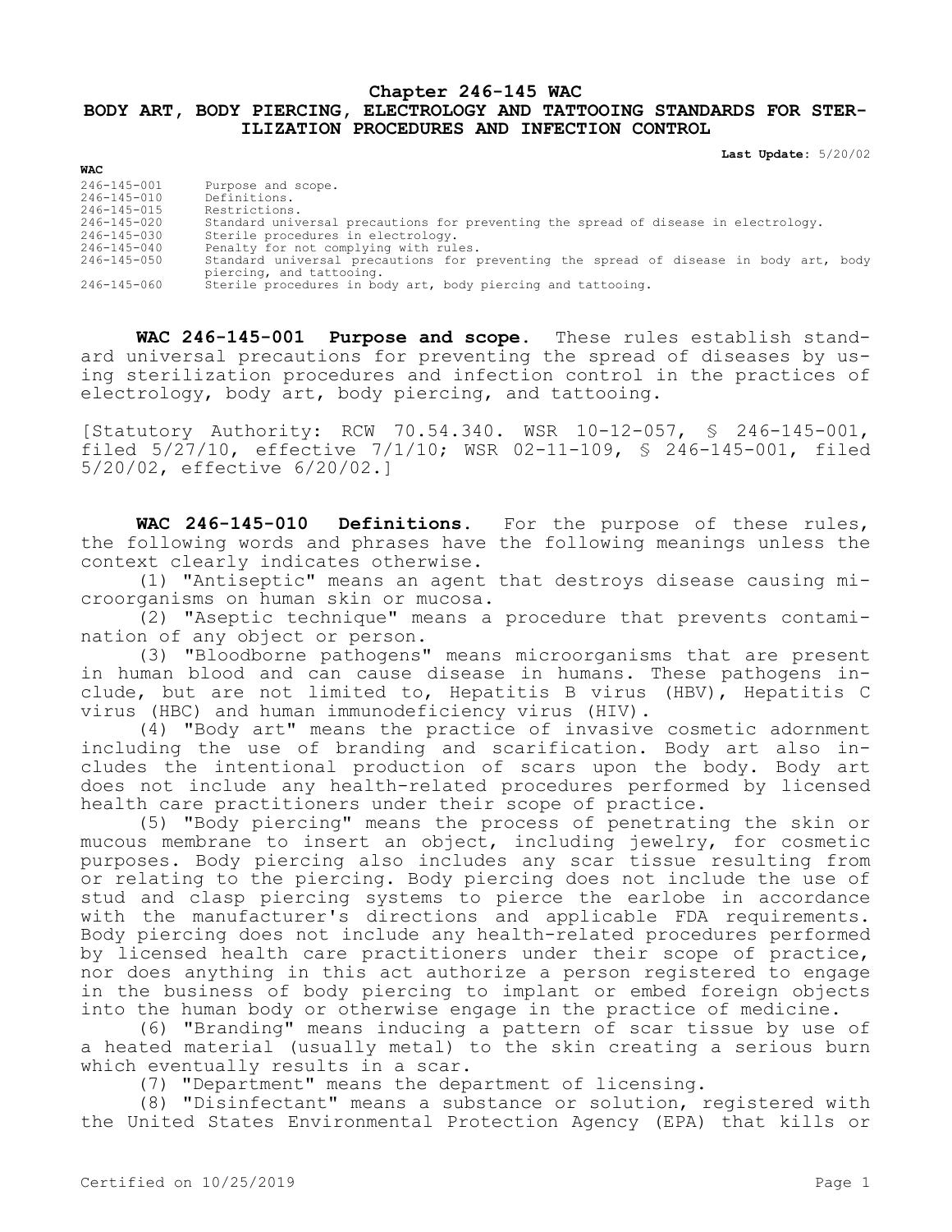# Chapter 246-145 WAC

## BODY ART, BODY PIERCING, ELECTROLOGY AND TATTOOING STANDARDS FOR STERILIZATION PROCEDURES AND INFECTION CONTROL

**Last Update:** 5/20/02

**WAC**

| | |
|---|---|
| 246-145-001 | Purpose and scope. |
| 246-145-010 | Definitions. |
| 246-145-015 | Restrictions. |
| 246-145-020 | Standard universal precautions for preventing the spread of disease in electrology. |
| 246-145-030 | Sterile procedures in electrology. |
| 246-145-040 | Penalty for not complying with rules. |
| 246-145-050 | Standard universal precautions for preventing the spread of disease in body art, body piercing, and tattooing. |
| 246-145-060 | Sterile procedures in body art, body piercing and tattooing. |

**WAC 246-145-001 Purpose and scope.** These rules establish standard universal precautions for preventing the spread of diseases by using sterilization procedures and infection control in the practices of electrology, body art, body piercing, and tattooing.

[Statutory Authority: RCW 70.54.340. WSR 10-12-057, § 246-145-001, filed 5/27/10, effective 7/1/10; WSR 02-11-109, § 246-145-001, filed 5/20/02, effective 6/20/02.]

**WAC 246-145-010 Definitions.** For the purpose of these rules, the following words and phrases have the following meanings unless the context clearly indicates otherwise.

(1) "Antiseptic" means an agent that destroys disease causing microorganisms on human skin or mucosa.

(2) "Aseptic technique" means a procedure that prevents contamination of any object or person.

(3) "Bloodborne pathogens" means microorganisms that are present in human blood and can cause disease in humans. These pathogens include, but are not limited to, Hepatitis B virus (HBV), Hepatitis C virus (HBC) and human immunodeficiency virus (HIV).

(4) "Body art" means the practice of invasive cosmetic adornment including the use of branding and scarification. Body art also includes the intentional production of scars upon the body. Body art does not include any health-related procedures performed by licensed health care practitioners under their scope of practice.

(5) "Body piercing" means the process of penetrating the skin or mucous membrane to insert an object, including jewelry, for cosmetic purposes. Body piercing also includes any scar tissue resulting from or relating to the piercing. Body piercing does not include the use of stud and clasp piercing systems to pierce the earlobe in accordance with the manufacturer's directions and applicable FDA requirements. Body piercing does not include any health-related procedures performed by licensed health care practitioners under their scope of practice, nor does anything in this act authorize a person registered to engage in the business of body piercing to implant or embed foreign objects into the human body or otherwise engage in the practice of medicine.

(6) "Branding" means inducing a pattern of scar tissue by use of a heated material (usually metal) to the skin creating a serious burn which eventually results in a scar.

(7) "Department" means the department of licensing.

(8) "Disinfectant" means a substance or solution, registered with the United States Environmental Protection Agency (EPA) that kills or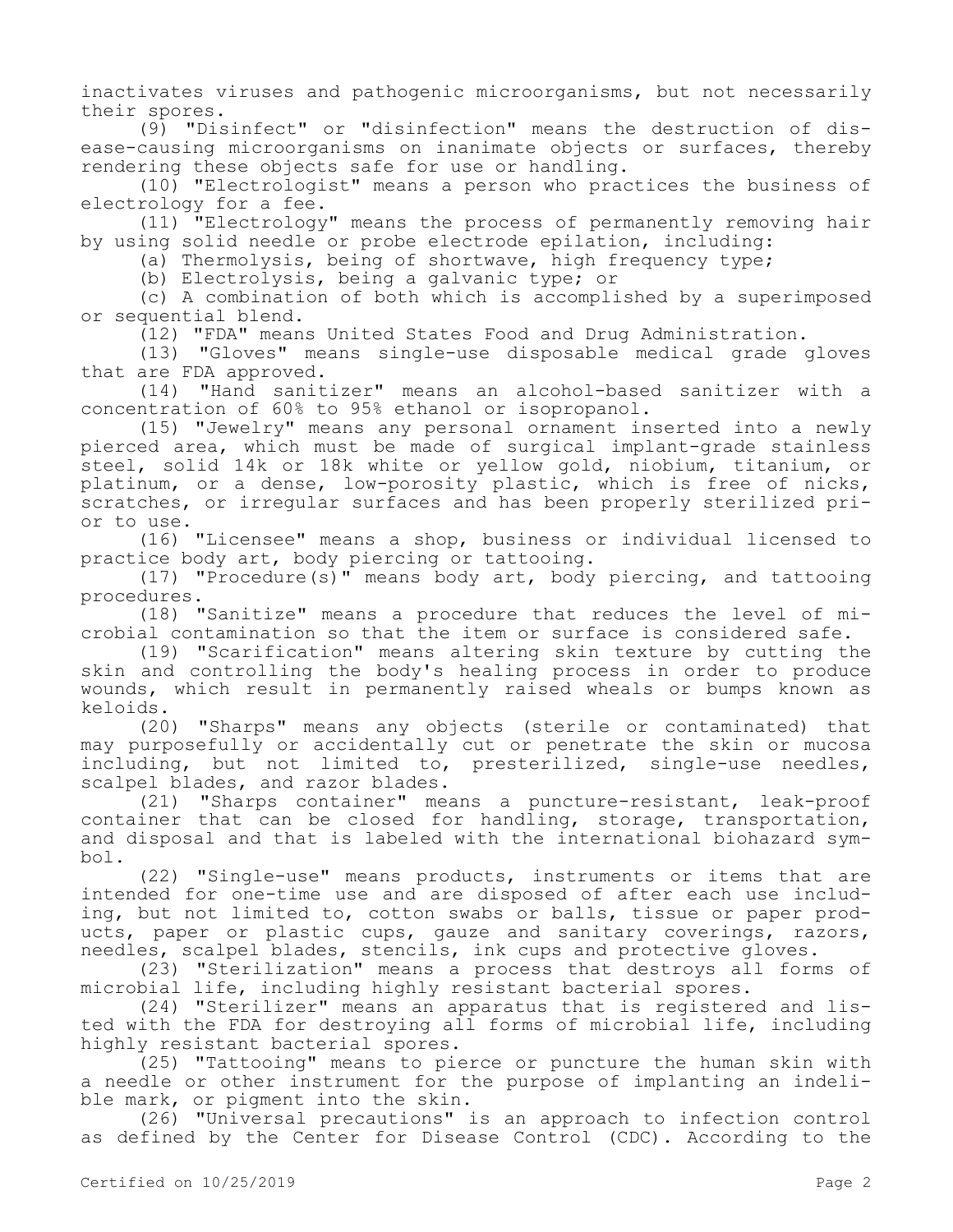inactivates viruses and pathogenic microorganisms, but not necessarily their spores.

(9) "Disinfect" or "disinfection" means the destruction of disease-causing microorganisms on inanimate objects or surfaces, thereby rendering these objects safe for use or handling.

(10) "Electrologist" means a person who practices the business of electrology for a fee.

(11) "Electrology" means the process of permanently removing hair by using solid needle or probe electrode epilation, including:

(a) Thermolysis, being of shortwave, high frequency type;

(b) Electrolysis, being a galvanic type; or

(c) A combination of both which is accomplished by a superimposed or sequential blend.

(12) "FDA" means United States Food and Drug Administration.

(13) "Gloves" means single-use disposable medical grade gloves that are FDA approved.

(14) "Hand sanitizer" means an alcohol-based sanitizer with a concentration of 60% to 95% ethanol or isopropanol.

(15) "Jewelry" means any personal ornament inserted into a newly pierced area, which must be made of surgical implant-grade stainless steel, solid 14k or 18k white or yellow gold, niobium, titanium, or platinum, or a dense, low-porosity plastic, which is free of nicks, scratches, or irregular surfaces and has been properly sterilized prior to use.

(16) "Licensee" means a shop, business or individual licensed to practice body art, body piercing or tattooing.

(17) "Procedure(s)" means body art, body piercing, and tattooing procedures.

(18) "Sanitize" means a procedure that reduces the level of microbial contamination so that the item or surface is considered safe.

(19) "Scarification" means altering skin texture by cutting the skin and controlling the body's healing process in order to produce wounds, which result in permanently raised wheals or bumps known as keloids.

(20) "Sharps" means any objects (sterile or contaminated) that may purposefully or accidentally cut or penetrate the skin or mucosa including, but not limited to, presterilized, single-use needles, scalpel blades, and razor blades.

(21) "Sharps container" means a puncture-resistant, leak-proof container that can be closed for handling, storage, transportation, and disposal and that is labeled with the international biohazard symbol.

(22) "Single-use" means products, instruments or items that are intended for one-time use and are disposed of after each use including, but not limited to, cotton swabs or balls, tissue or paper products, paper or plastic cups, gauze and sanitary coverings, razors, needles, scalpel blades, stencils, ink cups and protective gloves.

(23) "Sterilization" means a process that destroys all forms of microbial life, including highly resistant bacterial spores.

(24) "Sterilizer" means an apparatus that is registered and listed with the FDA for destroying all forms of microbial life, including highly resistant bacterial spores.

(25) "Tattooing" means to pierce or puncture the human skin with a needle or other instrument for the purpose of implanting an indelible mark, or pigment into the skin.

(26) "Universal precautions" is an approach to infection control as defined by the Center for Disease Control (CDC). According to the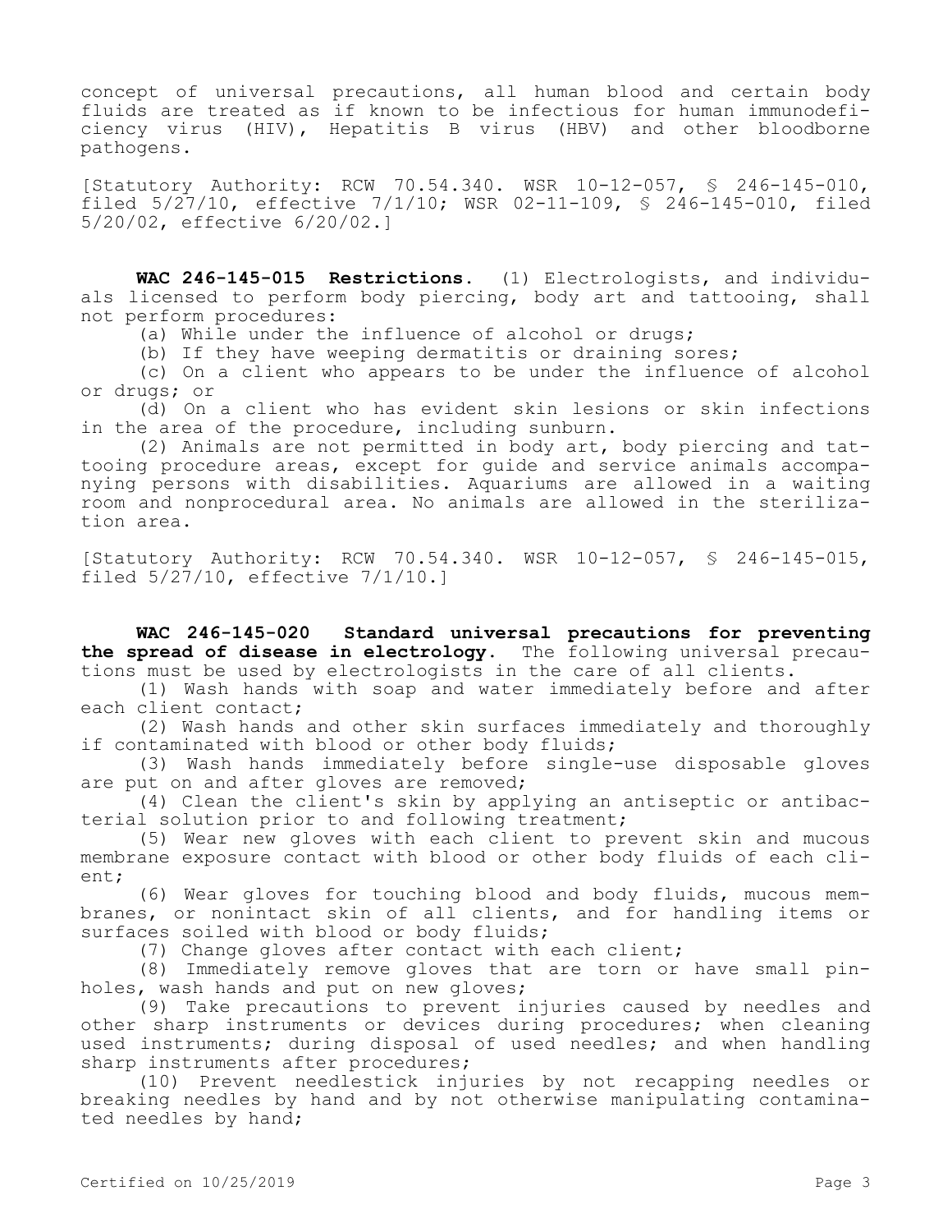concept of universal precautions, all human blood and certain body fluids are treated as if known to be infectious for human immunodeficiency virus (HIV), Hepatitis B virus (HBV) and other bloodborne pathogens.

[Statutory Authority: RCW 70.54.340. WSR 10-12-057, § 246-145-010, filed 5/27/10, effective 7/1/10; WSR 02-11-109, § 246-145-010, filed 5/20/02, effective 6/20/02.]

**WAC 246-145-015 Restrictions.** (1) Electrologists, and individuals licensed to perform body piercing, body art and tattooing, shall not perform procedures:

(a) While under the influence of alcohol or drugs;

(b) If they have weeping dermatitis or draining sores;

(c) On a client who appears to be under the influence of alcohol or drugs; or

(d) On a client who has evident skin lesions or skin infections in the area of the procedure, including sunburn.

(2) Animals are not permitted in body art, body piercing and tattooing procedure areas, except for guide and service animals accompanying persons with disabilities. Aquariums are allowed in a waiting room and nonprocedural area. No animals are allowed in the sterilization area.

[Statutory Authority: RCW 70.54.340. WSR 10-12-057, § 246-145-015, filed 5/27/10, effective 7/1/10.]

**WAC 246-145-020 Standard universal precautions for preventing the spread of disease in electrology.** The following universal precautions must be used by electrologists in the care of all clients.

(1) Wash hands with soap and water immediately before and after each client contact;

(2) Wash hands and other skin surfaces immediately and thoroughly if contaminated with blood or other body fluids;

(3) Wash hands immediately before single-use disposable gloves are put on and after gloves are removed;

(4) Clean the client's skin by applying an antiseptic or antibacterial solution prior to and following treatment;

(5) Wear new gloves with each client to prevent skin and mucous membrane exposure contact with blood or other body fluids of each client;

(6) Wear gloves for touching blood and body fluids, mucous membranes, or nonintact skin of all clients, and for handling items or surfaces soiled with blood or body fluids;

(7) Change gloves after contact with each client;

(8) Immediately remove gloves that are torn or have small pinholes, wash hands and put on new gloves;

(9) Take precautions to prevent injuries caused by needles and other sharp instruments or devices during procedures; when cleaning used instruments; during disposal of used needles; and when handling sharp instruments after procedures;

(10) Prevent needlestick injuries by not recapping needles or breaking needles by hand and by not otherwise manipulating contaminated needles by hand;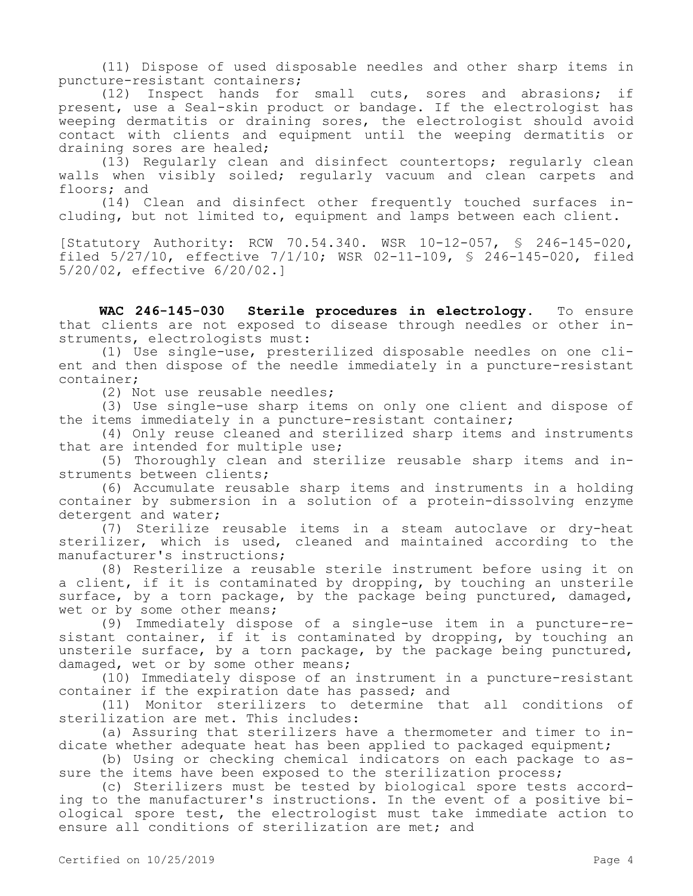(11) Dispose of used disposable needles and other sharp items in puncture-resistant containers;

(12) Inspect hands for small cuts, sores and abrasions; if present, use a Seal-skin product or bandage. If the electrologist has weeping dermatitis or draining sores, the electrologist should avoid contact with clients and equipment until the weeping dermatitis or draining sores are healed;

(13) Regularly clean and disinfect countertops; regularly clean walls when visibly soiled; regularly vacuum and clean carpets and floors; and

(14) Clean and disinfect other frequently touched surfaces including, but not limited to, equipment and lamps between each client.

[Statutory Authority: RCW 70.54.340. WSR 10-12-057, § 246-145-020, filed 5/27/10, effective 7/1/10; WSR 02-11-109, § 246-145-020, filed 5/20/02, effective 6/20/02.]

**WAC 246-145-030 Sterile procedures in electrology.** To ensure that clients are not exposed to disease through needles or other instruments, electrologists must:

(1) Use single-use, presterilized disposable needles on one client and then dispose of the needle immediately in a puncture-resistant container;

(2) Not use reusable needles;

(3) Use single-use sharp items on only one client and dispose of the items immediately in a puncture-resistant container;

(4) Only reuse cleaned and sterilized sharp items and instruments that are intended for multiple use;

(5) Thoroughly clean and sterilize reusable sharp items and instruments between clients;

(6) Accumulate reusable sharp items and instruments in a holding container by submersion in a solution of a protein-dissolving enzyme detergent and water;

(7) Sterilize reusable items in a steam autoclave or dry-heat sterilizer, which is used, cleaned and maintained according to the manufacturer's instructions;

(8) Resterilize a reusable sterile instrument before using it on a client, if it is contaminated by dropping, by touching an unsterile surface, by a torn package, by the package being punctured, damaged, wet or by some other means;

(9) Immediately dispose of a single-use item in a puncture-resistant container, if it is contaminated by dropping, by touching an unsterile surface, by a torn package, by the package being punctured, damaged, wet or by some other means;

(10) Immediately dispose of an instrument in a puncture-resistant container if the expiration date has passed; and

(11) Monitor sterilizers to determine that all conditions of sterilization are met. This includes:

(a) Assuring that sterilizers have a thermometer and timer to indicate whether adequate heat has been applied to packaged equipment;

(b) Using or checking chemical indicators on each package to assure the items have been exposed to the sterilization process;

(c) Sterilizers must be tested by biological spore tests according to the manufacturer's instructions. In the event of a positive biological spore test, the electrologist must take immediate action to ensure all conditions of sterilization are met; and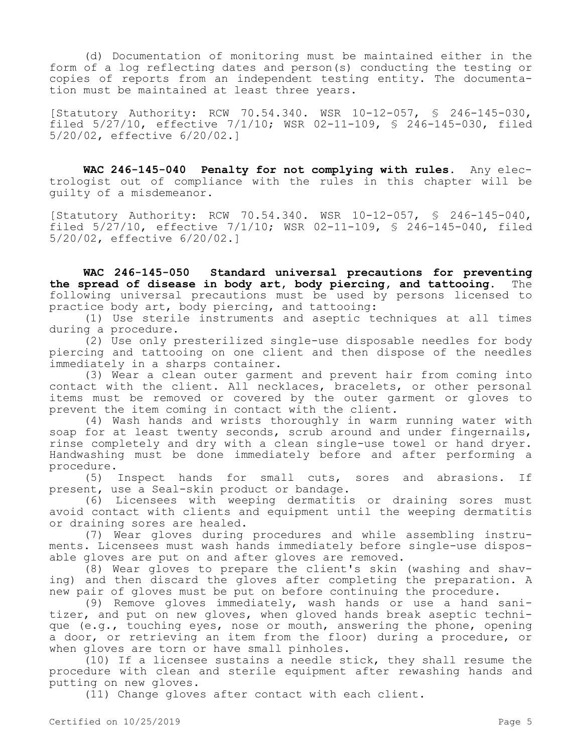(d) Documentation of monitoring must be maintained either in the form of a log reflecting dates and person(s) conducting the testing or copies of reports from an independent testing entity. The documentation must be maintained at least three years.

[Statutory Authority: RCW 70.54.340. WSR 10-12-057, § 246-145-030, filed 5/27/10, effective 7/1/10; WSR 02-11-109, § 246-145-030, filed 5/20/02, effective 6/20/02.]

**WAC 246-145-040 Penalty for not complying with rules.** Any electrologist out of compliance with the rules in this chapter will be guilty of a misdemeanor.

[Statutory Authority: RCW 70.54.340. WSR 10-12-057, § 246-145-040, filed 5/27/10, effective 7/1/10; WSR 02-11-109, § 246-145-040, filed 5/20/02, effective 6/20/02.]

**WAC 246-145-050 Standard universal precautions for preventing the spread of disease in body art, body piercing, and tattooing.** The following universal precautions must be used by persons licensed to practice body art, body piercing, and tattooing:

(1) Use sterile instruments and aseptic techniques at all times during a procedure.

(2) Use only presterilized single-use disposable needles for body piercing and tattooing on one client and then dispose of the needles immediately in a sharps container.

(3) Wear a clean outer garment and prevent hair from coming into contact with the client. All necklaces, bracelets, or other personal items must be removed or covered by the outer garment or gloves to prevent the item coming in contact with the client.

(4) Wash hands and wrists thoroughly in warm running water with soap for at least twenty seconds, scrub around and under fingernails, rinse completely and dry with a clean single-use towel or hand dryer. Handwashing must be done immediately before and after performing a procedure.

(5) Inspect hands for small cuts, sores and abrasions. If present, use a Seal-skin product or bandage.

(6) Licensees with weeping dermatitis or draining sores must avoid contact with clients and equipment until the weeping dermatitis or draining sores are healed.

(7) Wear gloves during procedures and while assembling instruments. Licensees must wash hands immediately before single-use disposable gloves are put on and after gloves are removed.

(8) Wear gloves to prepare the client's skin (washing and shaving) and then discard the gloves after completing the preparation. A new pair of gloves must be put on before continuing the procedure.

(9) Remove gloves immediately, wash hands or use a hand sanitizer, and put on new gloves, when gloved hands break aseptic technique (e.g., touching eyes, nose or mouth, answering the phone, opening a door, or retrieving an item from the floor) during a procedure, or when gloves are torn or have small pinholes.

(10) If a licensee sustains a needle stick, they shall resume the procedure with clean and sterile equipment after rewashing hands and putting on new gloves.

(11) Change gloves after contact with each client.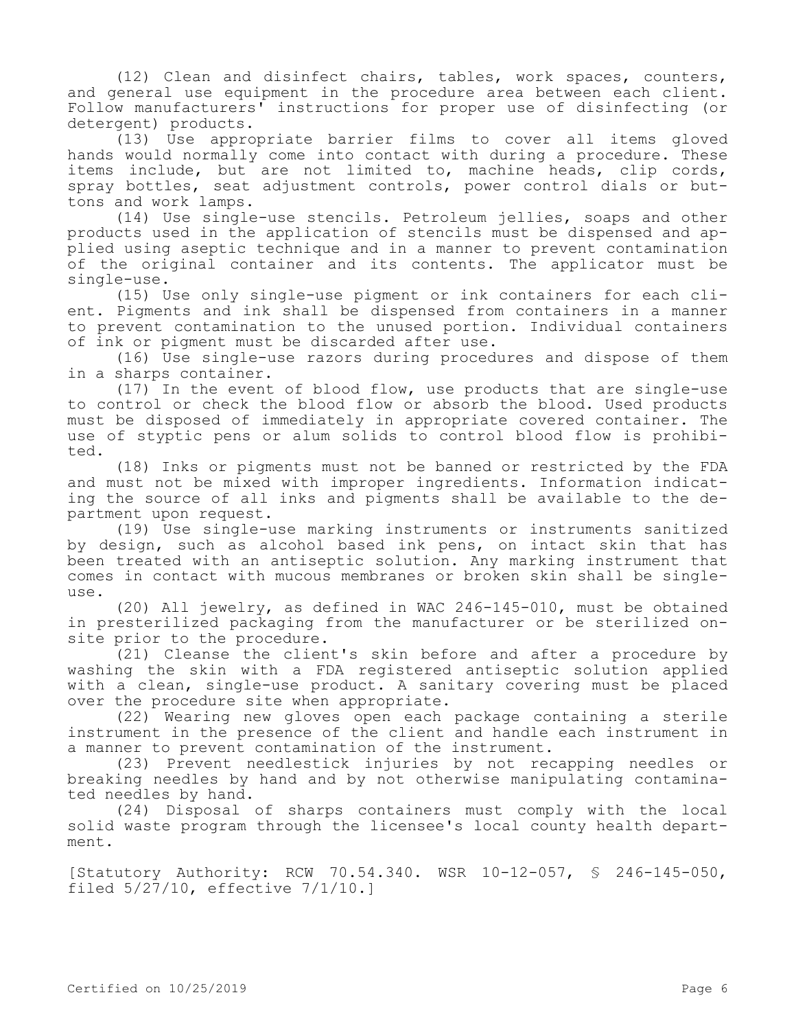(12) Clean and disinfect chairs, tables, work spaces, counters, and general use equipment in the procedure area between each client. Follow manufacturers' instructions for proper use of disinfecting (or detergent) products.

(13) Use appropriate barrier films to cover all items gloved hands would normally come into contact with during a procedure. These items include, but are not limited to, machine heads, clip cords, spray bottles, seat adjustment controls, power control dials or buttons and work lamps.

(14) Use single-use stencils. Petroleum jellies, soaps and other products used in the application of stencils must be dispensed and applied using aseptic technique and in a manner to prevent contamination of the original container and its contents. The applicator must be single-use.

(15) Use only single-use pigment or ink containers for each client. Pigments and ink shall be dispensed from containers in a manner to prevent contamination to the unused portion. Individual containers of ink or pigment must be discarded after use.

(16) Use single-use razors during procedures and dispose of them in a sharps container.

(17) In the event of blood flow, use products that are single-use to control or check the blood flow or absorb the blood. Used products must be disposed of immediately in appropriate covered container. The use of styptic pens or alum solids to control blood flow is prohibited.

(18) Inks or pigments must not be banned or restricted by the FDA and must not be mixed with improper ingredients. Information indicating the source of all inks and pigments shall be available to the department upon request.

(19) Use single-use marking instruments or instruments sanitized by design, such as alcohol based ink pens, on intact skin that has been treated with an antiseptic solution. Any marking instrument that comes in contact with mucous membranes or broken skin shall be single-use.

(20) All jewelry, as defined in WAC 246-145-010, must be obtained in presterilized packaging from the manufacturer or be sterilized on-site prior to the procedure.

(21) Cleanse the client's skin before and after a procedure by washing the skin with a FDA registered antiseptic solution applied with a clean, single-use product. A sanitary covering must be placed over the procedure site when appropriate.

(22) Wearing new gloves open each package containing a sterile instrument in the presence of the client and handle each instrument in a manner to prevent contamination of the instrument.

(23) Prevent needlestick injuries by not recapping needles or breaking needles by hand and by not otherwise manipulating contaminated needles by hand.

(24) Disposal of sharps containers must comply with the local solid waste program through the licensee's local county health department.

[Statutory Authority: RCW 70.54.340. WSR 10-12-057, § 246-145-050, filed 5/27/10, effective 7/1/10.]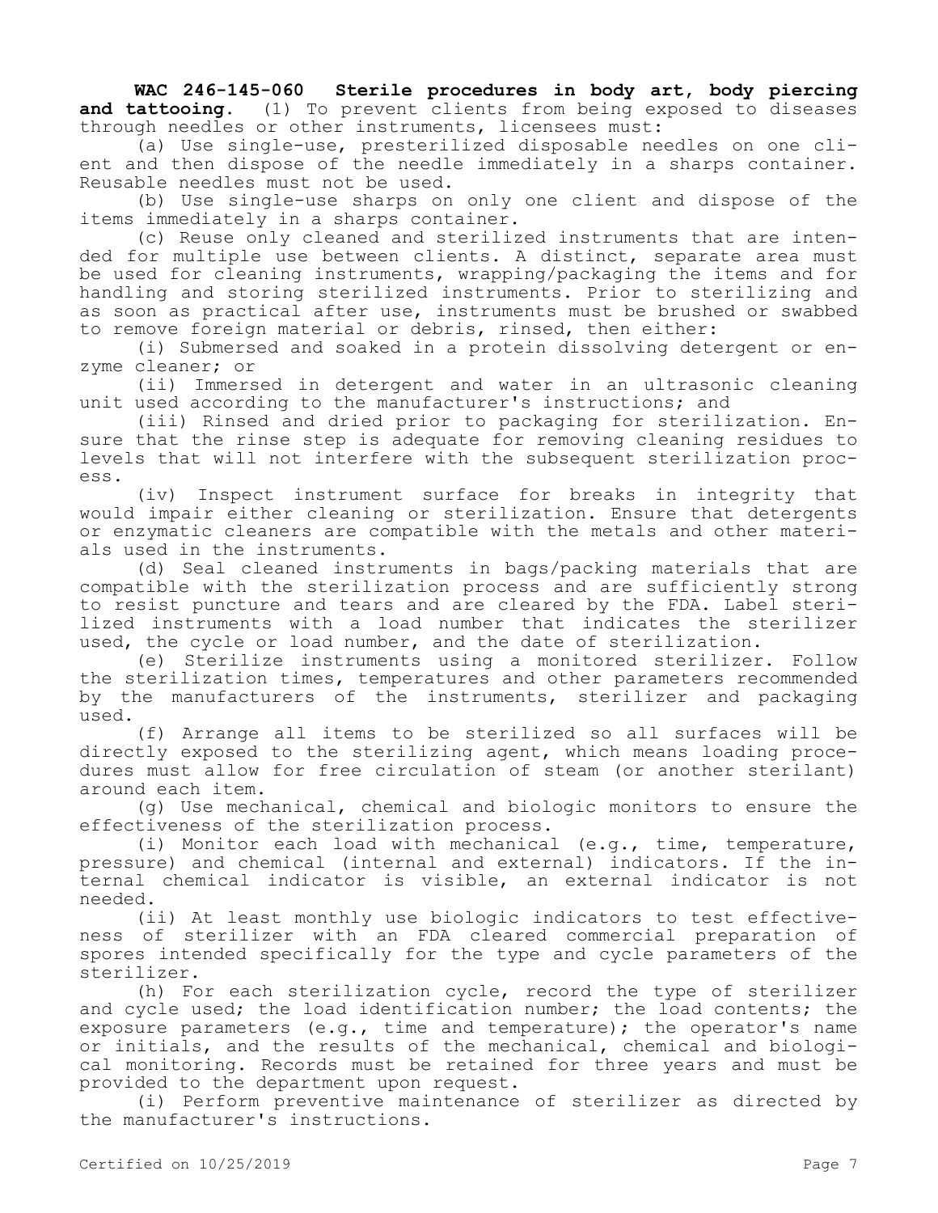**WAC 246-145-060 Sterile procedures in body art, body piercing and tattooing.** (1) To prevent clients from being exposed to diseases through needles or other instruments, licensees must:

(a) Use single-use, presterilized disposable needles on one client and then dispose of the needle immediately in a sharps container. Reusable needles must not be used.

(b) Use single-use sharps on only one client and dispose of the items immediately in a sharps container.

(c) Reuse only cleaned and sterilized instruments that are intended for multiple use between clients. A distinct, separate area must be used for cleaning instruments, wrapping/packaging the items and for handling and storing sterilized instruments. Prior to sterilizing and as soon as practical after use, instruments must be brushed or swabbed to remove foreign material or debris, rinsed, then either:

(i) Submersed and soaked in a protein dissolving detergent or enzyme cleaner; or

(ii) Immersed in detergent and water in an ultrasonic cleaning unit used according to the manufacturer's instructions; and

(iii) Rinsed and dried prior to packaging for sterilization. Ensure that the rinse step is adequate for removing cleaning residues to levels that will not interfere with the subsequent sterilization process.

(iv) Inspect instrument surface for breaks in integrity that would impair either cleaning or sterilization. Ensure that detergents or enzymatic cleaners are compatible with the metals and other materials used in the instruments.

(d) Seal cleaned instruments in bags/packing materials that are compatible with the sterilization process and are sufficiently strong to resist puncture and tears and are cleared by the FDA. Label sterilized instruments with a load number that indicates the sterilizer used, the cycle or load number, and the date of sterilization.

(e) Sterilize instruments using a monitored sterilizer. Follow the sterilization times, temperatures and other parameters recommended by the manufacturers of the instruments, sterilizer and packaging used.

(f) Arrange all items to be sterilized so all surfaces will be directly exposed to the sterilizing agent, which means loading procedures must allow for free circulation of steam (or another sterilant) around each item.

(g) Use mechanical, chemical and biologic monitors to ensure the effectiveness of the sterilization process.

(i) Monitor each load with mechanical (e.g., time, temperature, pressure) and chemical (internal and external) indicators. If the internal chemical indicator is visible, an external indicator is not needed.

(ii) At least monthly use biologic indicators to test effectiveness of sterilizer with an FDA cleared commercial preparation of spores intended specifically for the type and cycle parameters of the sterilizer.

(h) For each sterilization cycle, record the type of sterilizer and cycle used; the load identification number; the load contents; the exposure parameters (e.g., time and temperature); the operator's name or initials, and the results of the mechanical, chemical and biological monitoring. Records must be retained for three years and must be provided to the department upon request.

(i) Perform preventive maintenance of sterilizer as directed by the manufacturer's instructions.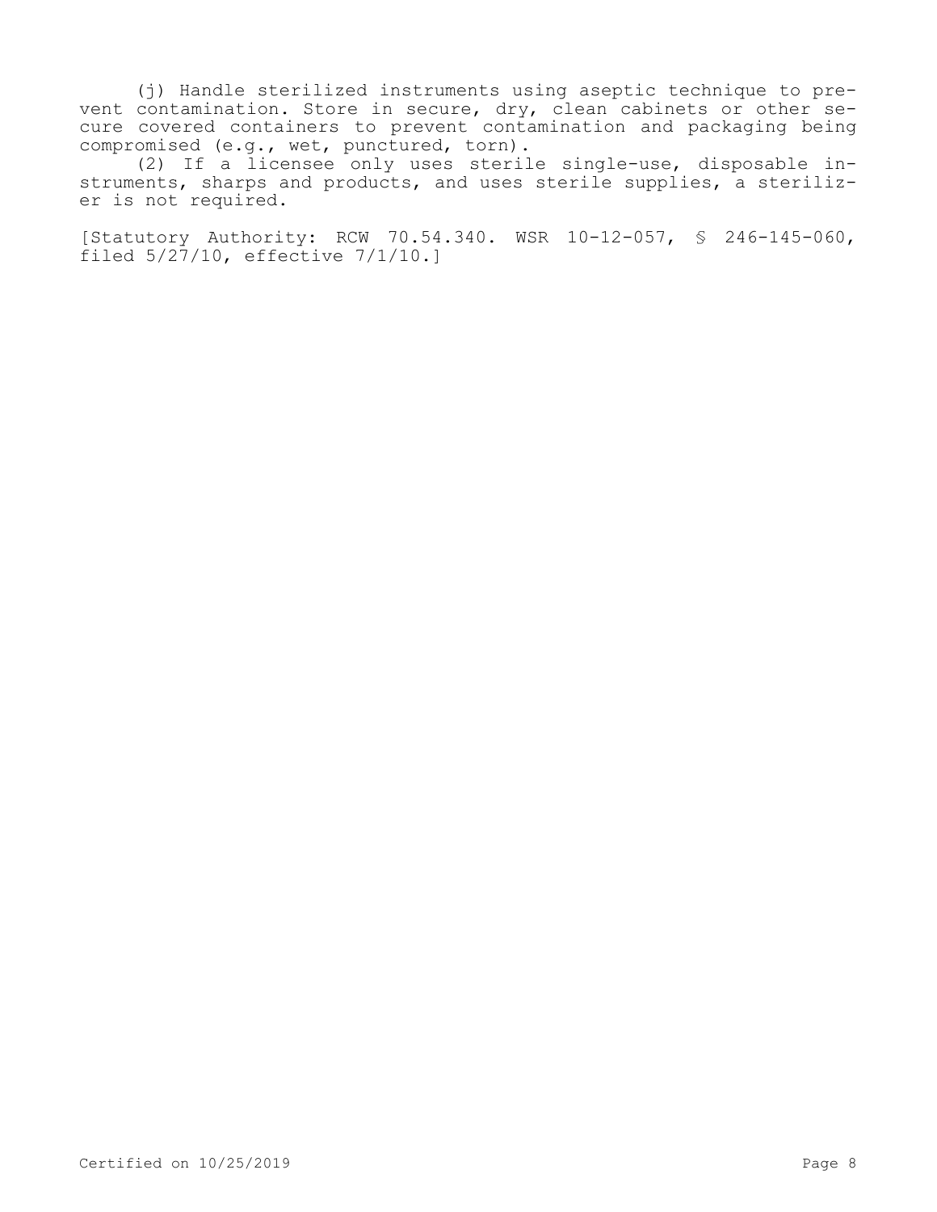(j) Handle sterilized instruments using aseptic technique to prevent contamination. Store in secure, dry, clean cabinets or other secure covered containers to prevent contamination and packaging being compromised (e.g., wet, punctured, torn).

(2) If a licensee only uses sterile single-use, disposable instruments, sharps and products, and uses sterile supplies, a sterilizer is not required.

[Statutory Authority: RCW 70.54.340. WSR 10-12-057, § 246-145-060, filed 5/27/10, effective 7/1/10.]